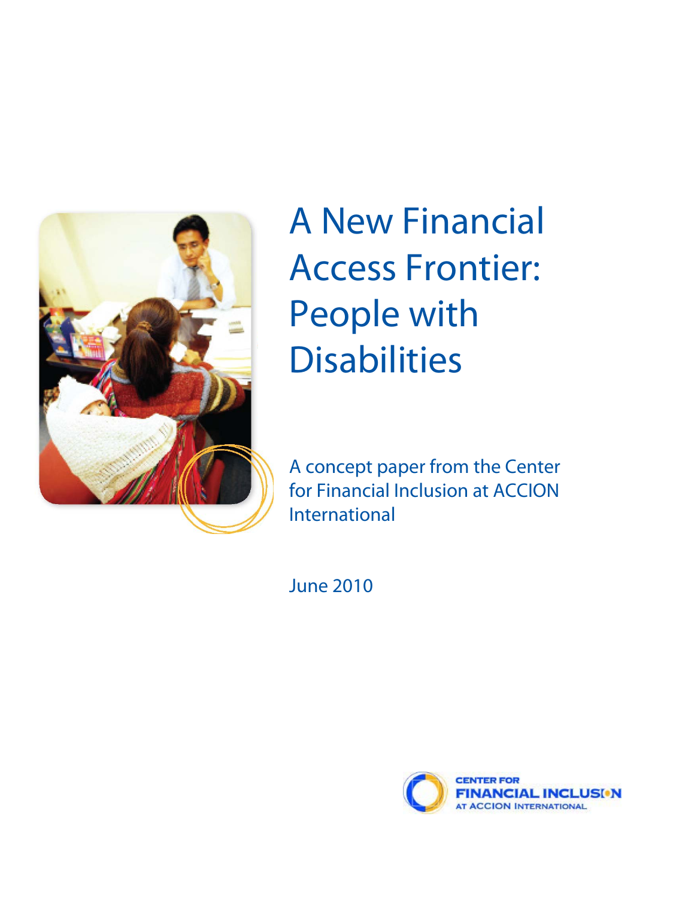# A New Financial Access Frontier: People with Disabilities

A concept paper from the Center for Financial Inclusion at ACCION International

June 2010

CENTER FOR
FINANCIAL INCLUSION
AT ACCION INTERNATIONAL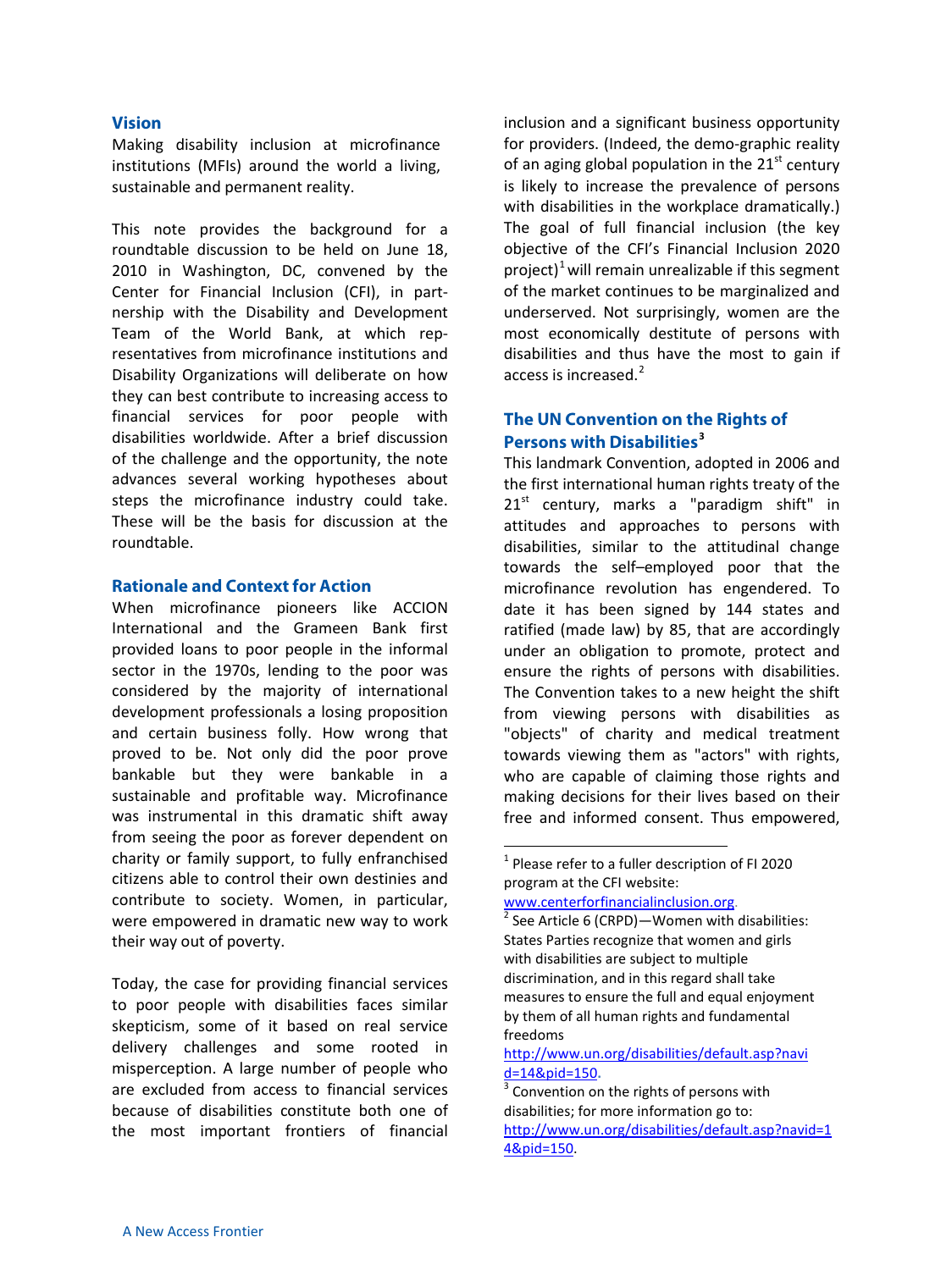## Vision

Making disability inclusion at microfinance institutions (MFIs) around the world a living, sustainable and permanent reality.

This note provides the background for a roundtable discussion to be held on June 18, 2010 in Washington, DC, convened by the Center for Financial Inclusion (CFI), in partnership with the Disability and Development Team of the World Bank, at which representatives from microfinance institutions and Disability Organizations will deliberate on how they can best contribute to increasing access to financial services for poor people with disabilities worldwide. After a brief discussion of the challenge and the opportunity, the note advances several working hypotheses about steps the microfinance industry could take. These will be the basis for discussion at the roundtable.

## Rationale and Context for Action

When microfinance pioneers like ACCION International and the Grameen Bank first provided loans to poor people in the informal sector in the 1970s, lending to the poor was considered by the majority of international development professionals a losing proposition and certain business folly. How wrong that proved to be. Not only did the poor prove bankable but they were bankable in a sustainable and profitable way. Microfinance was instrumental in this dramatic shift away from seeing the poor as forever dependent on charity or family support, to fully enfranchised citizens able to control their own destinies and contribute to society. Women, in particular, were empowered in dramatic new way to work their way out of poverty.

Today, the case for providing financial services to poor people with disabilities faces similar skepticism, some of it based on real service delivery challenges and some rooted in misperception. A large number of people who are excluded from access to financial services because of disabilities constitute both one of the most important frontiers of financial inclusion and a significant business opportunity for providers. (Indeed, the demo-graphic reality of an aging global population in the 21st century is likely to increase the prevalence of persons with disabilities in the workplace dramatically.) The goal of full financial inclusion (the key objective of the CFI's Financial Inclusion 2020 project)[1] will remain unrealizable if this segment of the market continues to be marginalized and underserved. Not surprisingly, women are the most economically destitute of persons with disabilities and thus have the most to gain if access is increased.[2]

## The UN Convention on the Rights of Persons with Disabilities[3]

This landmark Convention, adopted in 2006 and the first international human rights treaty of the 21st century, marks a "paradigm shift" in attitudes and approaches to persons with disabilities, similar to the attitudinal change towards the self–employed poor that the microfinance revolution has engendered. To date it has been signed by 144 states and ratified (made law) by 85, that are accordingly under an obligation to promote, protect and ensure the rights of persons with disabilities. The Convention takes to a new height the shift from viewing persons with disabilities as "objects" of charity and medical treatment towards viewing them as "actors" with rights, who are capable of claiming those rights and making decisions for their lives based on their free and informed consent. Thus empowered,

---

[1] Please refer to a fuller description of FI 2020 program at the CFI website: www.centerforfinancialinclusion.org.

[2] See Article 6 (CRPD)—Women with disabilities: States Parties recognize that women and girls with disabilities are subject to multiple discrimination, and in this regard shall take measures to ensure the full and equal enjoyment by them of all human rights and fundamental freedoms http://www.un.org/disabilities/default.asp?navid=14&pid=150.

[3] Convention on the rights of persons with disabilities; for more information go to: http://www.un.org/disabilities/default.asp?navid=14&pid=150.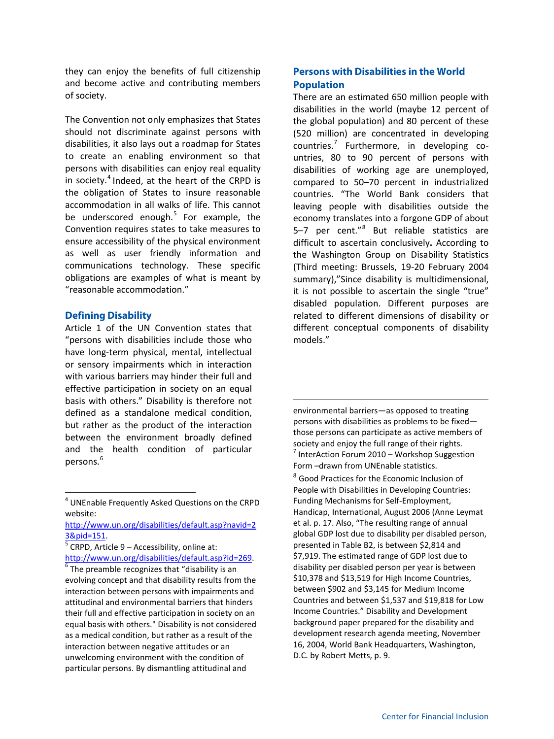they can enjoy the benefits of full citizenship and become active and contributing members of society.

The Convention not only emphasizes that States should not discriminate against persons with disabilities, it also lays out a roadmap for States to create an enabling environment so that persons with disabilities can enjoy real equality in society.[4] Indeed, at the heart of the CRPD is the obligation of States to insure reasonable accommodation in all walks of life. This cannot be underscored enough.[5] For example, the Convention requires states to take measures to ensure accessibility of the physical environment as well as user friendly information and communications technology. These specific obligations are examples of what is meant by "reasonable accommodation."

## Defining Disability

Article 1 of the UN Convention states that "persons with disabilities include those who have long-term physical, mental, intellectual or sensory impairments which in interaction with various barriers may hinder their full and effective participation in society on an equal basis with others." Disability is therefore not defined as a standalone medical condition, but rather as the product of the interaction between the environment broadly defined and the health condition of particular persons.[6]

## Persons with Disabilities in the World Population

There are an estimated 650 million people with disabilities in the world (maybe 12 percent of the global population) and 80 percent of these (520 million) are concentrated in developing countries.[7] Furthermore, in developing countries, 80 to 90 percent of persons with disabilities of working age are unemployed, compared to 50–70 percent in industrialized countries. "The World Bank considers that leaving people with disabilities outside the economy translates into a forgone GDP of about 5–7 per cent."[8] But reliable statistics are difficult to ascertain conclusively**.** According to the Washington Group on Disability Statistics (Third meeting: Brussels, 19-20 February 2004 summary),"Since disability is multidimensional, it is not possible to ascertain the single "true" disabled population. Different purposes are related to different dimensions of disability or different conceptual components of disability models."

---

[4] UNEnable Frequently Asked Questions on the CRPD website: http://www.un.org/disabilities/default.asp?navid=23&pid=151.

[5] CRPD, Article 9 – Accessibility, online at: http://www.un.org/disabilities/default.asp?id=269.

[6] The preamble recognizes that "disability is an evolving concept and that disability results from the interaction between persons with impairments and attitudinal and environmental barriers that hinders their full and effective participation in society on an equal basis with others." Disability is not considered as a medical condition, but rather as a result of the interaction between negative attitudes or an unwelcoming environment with the condition of particular persons. By dismantling attitudinal and environmental barriers—as opposed to treating persons with disabilities as problems to be fixed—those persons can participate as active members of society and enjoy the full range of their rights.

[7] InterAction Forum 2010 – Workshop Suggestion Form –drawn from UNEnable statistics.

[8] Good Practices for the Economic Inclusion of People with Disabilities in Developing Countries: Funding Mechanisms for Self-Employment, Handicap, International, August 2006 (Anne Leymat et al. p. 17. Also, "The resulting range of annual global GDP lost due to disability per disabled person, presented in Table B2, is between $2,814 and $7,919. The estimated range of GDP lost due to disability per disabled person per year is between $10,378 and $13,519 for High Income Countries, between $902 and $3,145 for Medium Income Countries and between $1,537 and $19,818 for Low Income Countries." Disability and Development background paper prepared for the disability and development research agenda meeting, November 16, 2004, World Bank Headquarters, Washington, D.C. by Robert Metts, p. 9.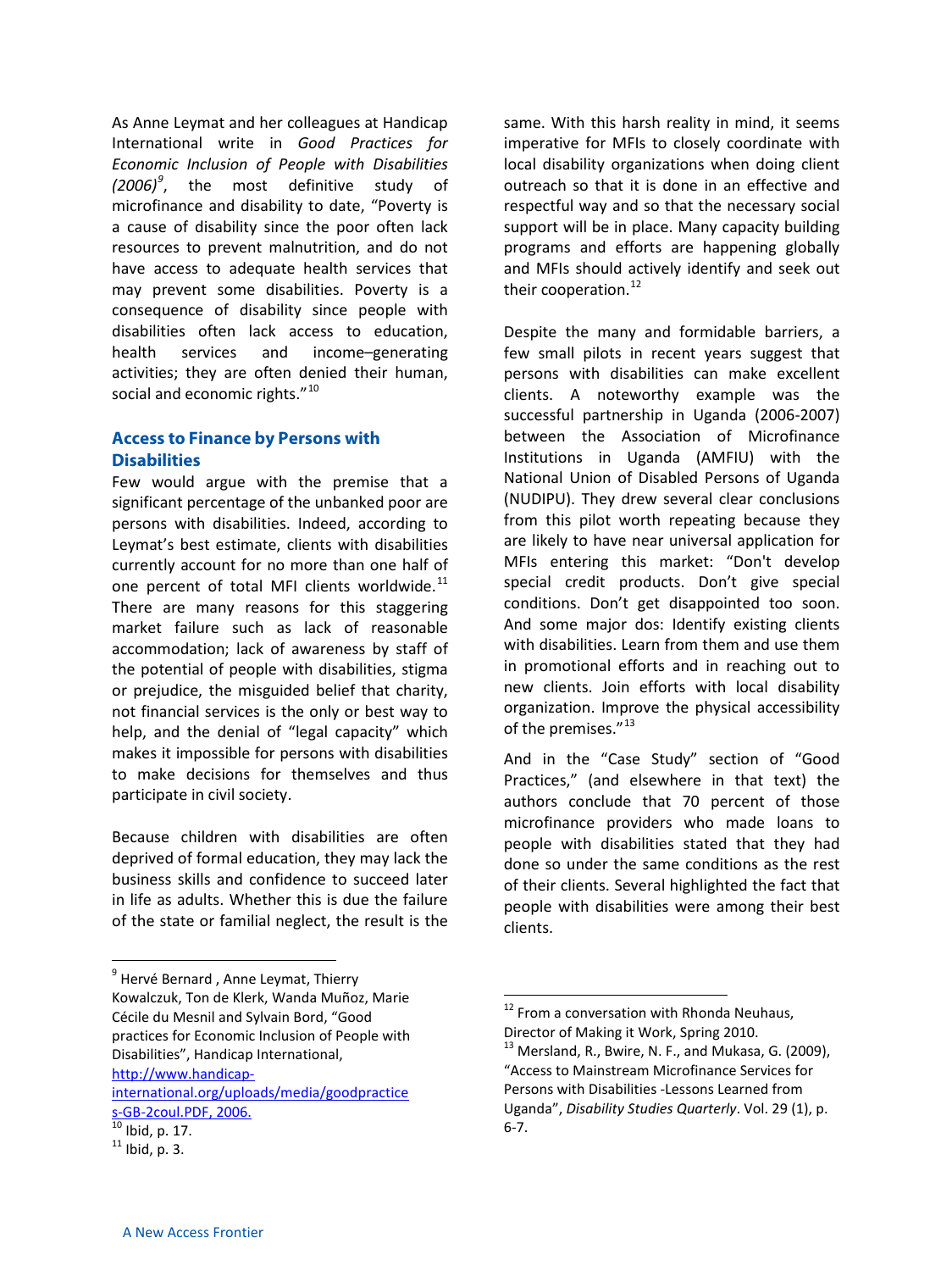As Anne Leymat and her colleagues at Handicap International write in *Good Practices for Economic Inclusion of People with Disabilities (2006)*[9], the most definitive study of microfinance and disability to date, "Poverty is a cause of disability since the poor often lack resources to prevent malnutrition, and do not have access to adequate health services that may prevent some disabilities. Poverty is a consequence of disability since people with disabilities often lack access to education, health services and income–generating activities; they are often denied their human, social and economic rights."[10]

## Access to Finance by Persons with Disabilities

Few would argue with the premise that a significant percentage of the unbanked poor are persons with disabilities. Indeed, according to Leymat's best estimate, clients with disabilities currently account for no more than one half of one percent of total MFI clients worldwide.[11] There are many reasons for this staggering market failure such as lack of reasonable accommodation; lack of awareness by staff of the potential of people with disabilities, stigma or prejudice, the misguided belief that charity, not financial services is the only or best way to help, and the denial of "legal capacity" which makes it impossible for persons with disabilities to make decisions for themselves and thus participate in civil society.

Because children with disabilities are often deprived of formal education, they may lack the business skills and confidence to succeed later in life as adults. Whether this is due the failure of the state or familial neglect, the result is the same. With this harsh reality in mind, it seems imperative for MFIs to closely coordinate with local disability organizations when doing client outreach so that it is done in an effective and respectful way and so that the necessary social support will be in place. Many capacity building programs and efforts are happening globally and MFIs should actively identify and seek out their cooperation.[12]

Despite the many and formidable barriers, a few small pilots in recent years suggest that persons with disabilities can make excellent clients. A noteworthy example was the successful partnership in Uganda (2006-2007) between the Association of Microfinance Institutions in Uganda (AMFIU) with the National Union of Disabled Persons of Uganda (NUDIPU). They drew several clear conclusions from this pilot worth repeating because they are likely to have near universal application for MFIs entering this market: "Don't develop special credit products. Don't give special conditions. Don't get disappointed too soon. And some major dos: Identify existing clients with disabilities. Learn from them and use them in promotional efforts and in reaching out to new clients. Join efforts with local disability organization. Improve the physical accessibility of the premises."[13]

And in the "Case Study" section of "Good Practices," (and elsewhere in that text) the authors conclude that 70 percent of those microfinance providers who made loans to people with disabilities stated that they had done so under the same conditions as the rest of their clients. Several highlighted the fact that people with disabilities were among their best clients.

---

[9] Hervé Bernard , Anne Leymat, Thierry Kowalczuk, Ton de Klerk, Wanda Muñoz, Marie Cécile du Mesnil and Sylvain Bord, "Good practices for Economic Inclusion of People with Disabilities", Handicap International, [http://www.handicap-international.org/uploads/media/goodpractices-GB-2coul.PDF, 2006.](http://www.handicap-international.org/uploads/media/goodpractices-GB-2coul.PDF)

[10] Ibid, p. 17.

[11] Ibid, p. 3.

[12] From a conversation with Rhonda Neuhaus, Director of Making it Work, Spring 2010.

[13] Mersland, R., Bwire, N. F., and Mukasa, G. (2009), "Access to Mainstream Microfinance Services for Persons with Disabilities -Lessons Learned from Uganda", *Disability Studies Quarterly*. Vol. 29 (1), p. 6-7.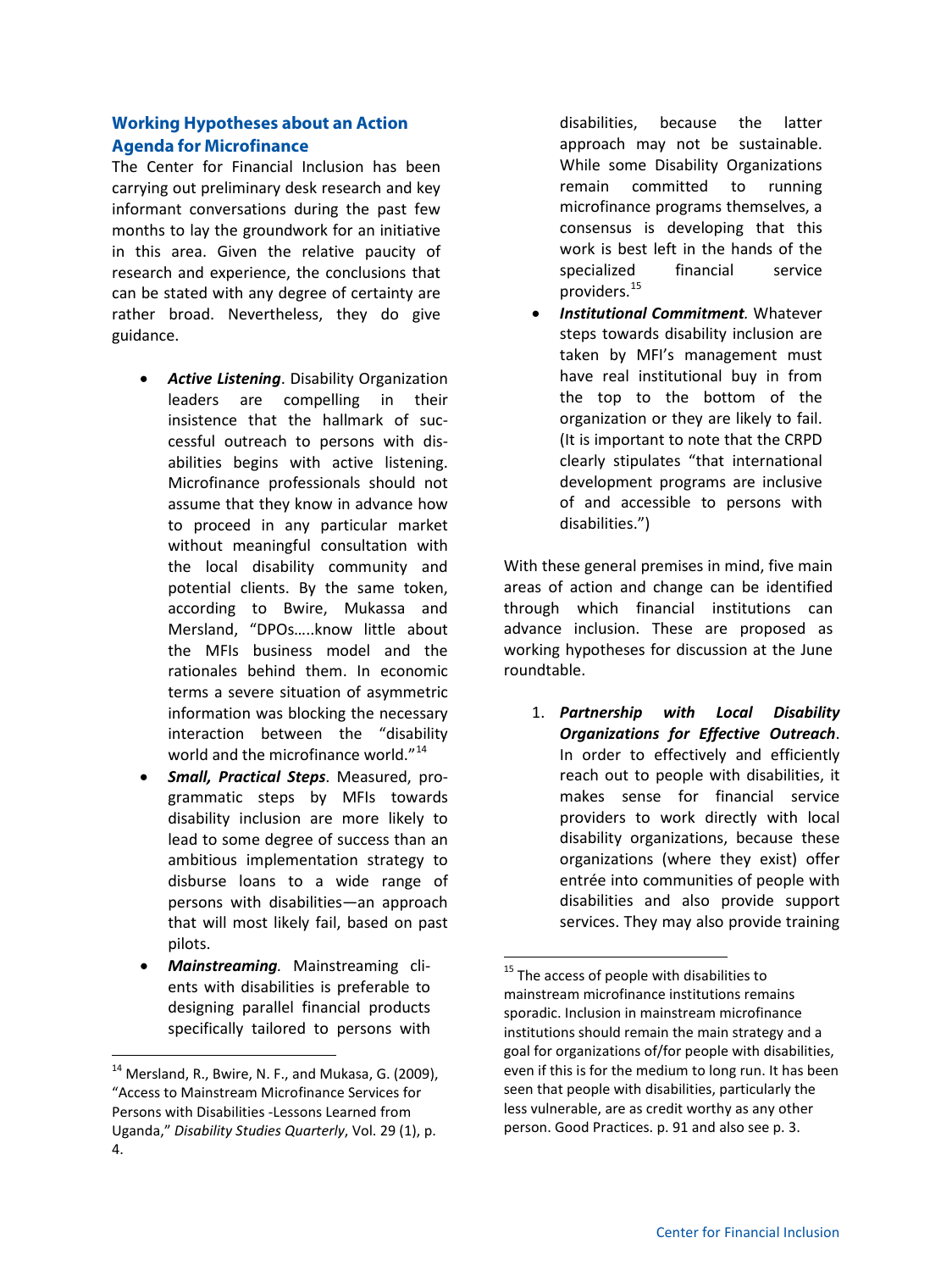## Working Hypotheses about an Action Agenda for Microfinance

The Center for Financial Inclusion has been carrying out preliminary desk research and key informant conversations during the past few months to lay the groundwork for an initiative in this area. Given the relative paucity of research and experience, the conclusions that can be stated with any degree of certainty are rather broad. Nevertheless, they do give guidance.

- ***Active Listening***. Disability Organization leaders are compelling in their insistence that the hallmark of successful outreach to persons with disabilities begins with active listening. Microfinance professionals should not assume that they know in advance how to proceed in any particular market without meaningful consultation with the local disability community and potential clients. By the same token, according to Bwire, Mukassa and Mersland, "DPOs…..know little about the MFIs business model and the rationales behind them. In economic terms a severe situation of asymmetric information was blocking the necessary interaction between the "disability world and the microfinance world."[14]
- ***Small, Practical Steps***. Measured, programmatic steps by MFIs towards disability inclusion are more likely to lead to some degree of success than an ambitious implementation strategy to disburse loans to a wide range of persons with disabilities—an approach that will most likely fail, based on past pilots.
- ***Mainstreaming***. Mainstreaming clients with disabilities is preferable to designing parallel financial products specifically tailored to persons with disabilities, because the latter approach may not be sustainable. While some Disability Organizations remain committed to running microfinance programs themselves, a consensus is developing that this work is best left in the hands of the specialized financial service providers.[15]
- ***Institutional Commitment***. Whatever steps towards disability inclusion are taken by MFI's management must have real institutional buy in from the top to the bottom of the organization or they are likely to fail. (It is important to note that the CRPD clearly stipulates "that international development programs are inclusive of and accessible to persons with disabilities.")

With these general premises in mind, five main areas of action and change can be identified through which financial institutions can advance inclusion. These are proposed as working hypotheses for discussion at the June roundtable.

1. ***Partnership with Local Disability Organizations for Effective Outreach***. In order to effectively and efficiently reach out to people with disabilities, it makes sense for financial service providers to work directly with local disability organizations, because these organizations (where they exist) offer entrée into communities of people with disabilities and also provide support services. They may also provide training

[14] Mersland, R., Bwire, N. F., and Mukasa, G. (2009), "Access to Mainstream Microfinance Services for Persons with Disabilities -Lessons Learned from Uganda," *Disability Studies Quarterly*, Vol. 29 (1), p. 4.

[15] The access of people with disabilities to mainstream microfinance institutions remains sporadic. Inclusion in mainstream microfinance institutions should remain the main strategy and a goal for organizations of/for people with disabilities, even if this is for the medium to long run. It has been seen that people with disabilities, particularly the less vulnerable, are as credit worthy as any other person. Good Practices. p. 91 and also see p. 3.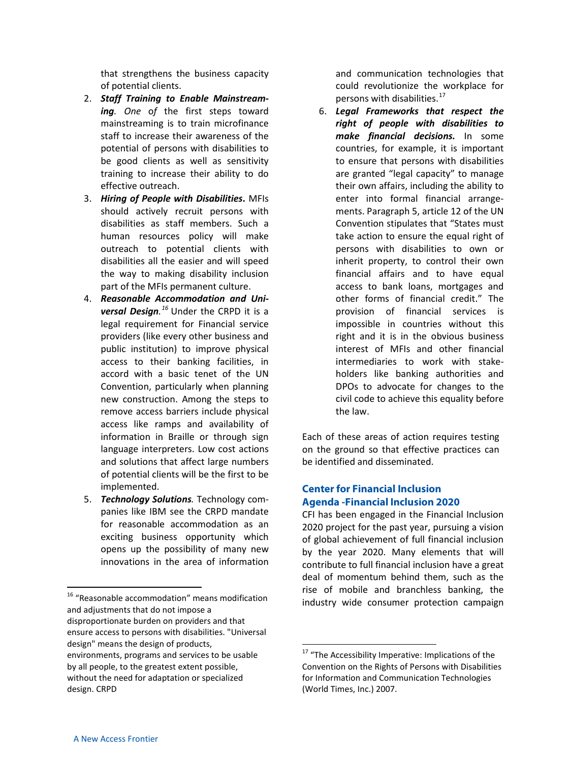that strengthens the business capacity of potential clients.

2. ***Staff Training to Enable Mainstreaming.*** *One of* the first steps toward mainstreaming is to train microfinance staff to increase their awareness of the potential of persons with disabilities to be good clients as well as sensitivity training to increase their ability to do effective outreach.
3. ***Hiring of People with Disabilities*.** MFIs should actively recruit persons with disabilities as staff members. Such a human resources policy will make outreach to potential clients with disabilities all the easier and will speed the way to making disability inclusion part of the MFIs permanent culture.
4. ***Reasonable Accommodation and Universal Design.***[16] Under the CRPD it is a legal requirement for Financial service providers (like every other business and public institution) to improve physical access to their banking facilities, in accord with a basic tenet of the UN Convention, particularly when planning new construction. Among the steps to remove access barriers include physical access like ramps and availability of information in Braille or through sign language interpreters. Low cost actions and solutions that affect large numbers of potential clients will be the first to be implemented.
5. ***Technology Solutions.*** Technology companies like IBM see the CRPD mandate for reasonable accommodation as an exciting business opportunity which opens up the possibility of many new innovations in the area of information and communication technologies that could revolutionize the workplace for persons with disabilities.[17]
6. ***Legal Frameworks that respect the right of people with disabilities to make financial decisions.*** In some countries, for example, it is important to ensure that persons with disabilities are granted "legal capacity" to manage their own affairs, including the ability to enter into formal financial arrangements. Paragraph 5, article 12 of the UN Convention stipulates that "States must take action to ensure the equal right of persons with disabilities to own or inherit property, to control their own financial affairs and to have equal access to bank loans, mortgages and other forms of financial credit." The provision of financial services is impossible in countries without this right and it is in the obvious business interest of MFIs and other financial intermediaries to work with stakeholders like banking authorities and DPOs to advocate for changes to the civil code to achieve this equality before the law.

Each of these areas of action requires testing on the ground so that effective practices can be identified and disseminated.

## Center for Financial Inclusion Agenda -Financial Inclusion 2020

CFI has been engaged in the Financial Inclusion 2020 project for the past year, pursuing a vision of global achievement of full financial inclusion by the year 2020. Many elements that will contribute to full financial inclusion have a great deal of momentum behind them, such as the rise of mobile and branchless banking, the industry wide consumer protection campaign

---

[16] "Reasonable accommodation" means modification and adjustments that do not impose a disproportionate burden on providers and that ensure access to persons with disabilities. "Universal design" means the design of products, environments, programs and services to be usable by all people, to the greatest extent possible, without the need for adaptation or specialized design. CRPD

[17] "The Accessibility Imperative: Implications of the Convention on the Rights of Persons with Disabilities for Information and Communication Technologies (World Times, Inc.) 2007.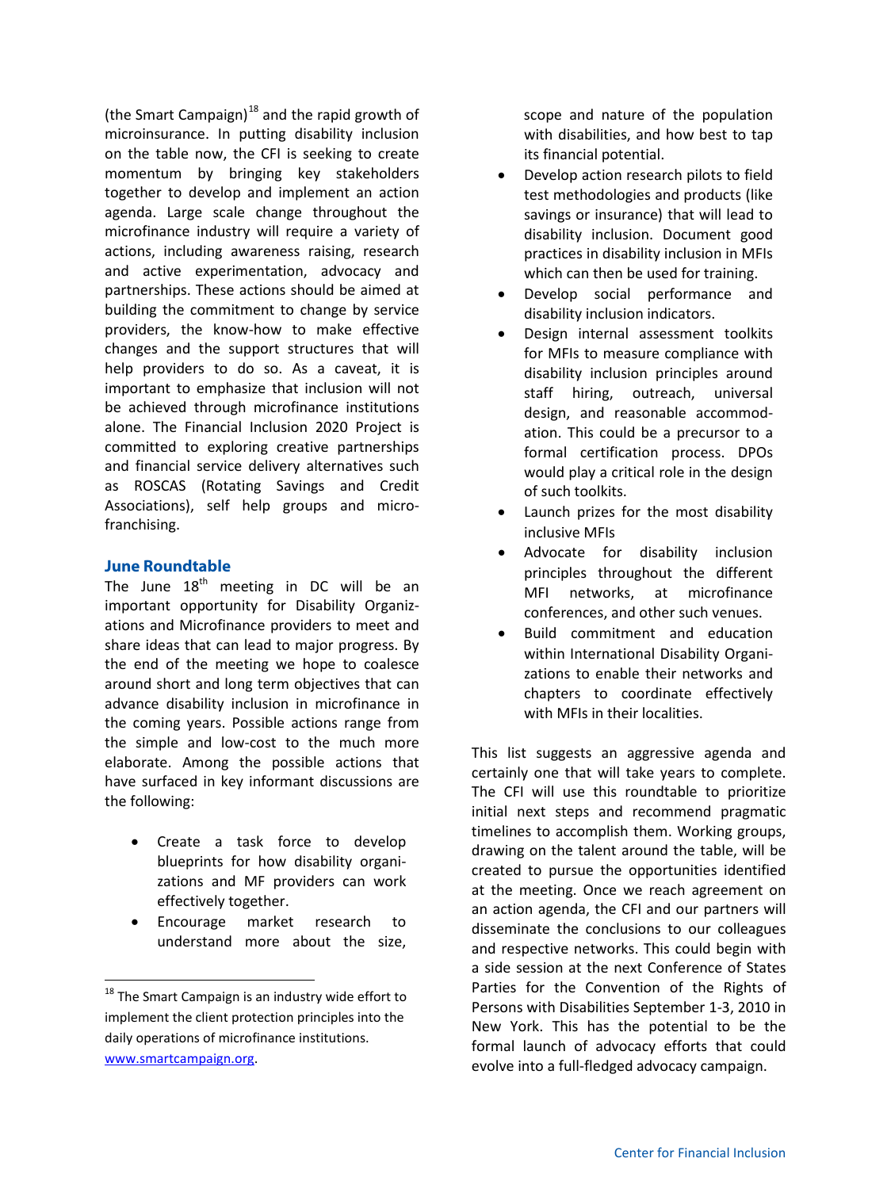(the Smart Campaign)[18] and the rapid growth of microinsurance. In putting disability inclusion on the table now, the CFI is seeking to create momentum by bringing key stakeholders together to develop and implement an action agenda. Large scale change throughout the microfinance industry will require a variety of actions, including awareness raising, research and active experimentation, advocacy and partnerships. These actions should be aimed at building the commitment to change by service providers, the know-how to make effective changes and the support structures that will help providers to do so. As a caveat, it is important to emphasize that inclusion will not be achieved through microfinance institutions alone. The Financial Inclusion 2020 Project is committed to exploring creative partnerships and financial service delivery alternatives such as ROSCAS (Rotating Savings and Credit Associations), self help groups and micro-franchising.

## June Roundtable

The June 18th meeting in DC will be an important opportunity for Disability Organizations and Microfinance providers to meet and share ideas that can lead to major progress. By the end of the meeting we hope to coalesce around short and long term objectives that can advance disability inclusion in microfinance in the coming years. Possible actions range from the simple and low-cost to the much more elaborate. Among the possible actions that have surfaced in key informant discussions are the following:

- Create a task force to develop blueprints for how disability organizations and MF providers can work effectively together.
- Encourage market research to understand more about the size, scope and nature of the population with disabilities, and how best to tap its financial potential.
- Develop action research pilots to field test methodologies and products (like savings or insurance) that will lead to disability inclusion. Document good practices in disability inclusion in MFIs which can then be used for training.
- Develop social performance and disability inclusion indicators.
- Design internal assessment toolkits for MFIs to measure compliance with disability inclusion principles around staff hiring, outreach, universal design, and reasonable accommodation. This could be a precursor to a formal certification process. DPOs would play a critical role in the design of such toolkits.
- Launch prizes for the most disability inclusive MFIs
- Advocate for disability inclusion principles throughout the different MFI networks, at microfinance conferences, and other such venues.
- Build commitment and education within International Disability Organizations to enable their networks and chapters to coordinate effectively with MFIs in their localities.

This list suggests an aggressive agenda and certainly one that will take years to complete. The CFI will use this roundtable to prioritize initial next steps and recommend pragmatic timelines to accomplish them. Working groups, drawing on the talent around the table, will be created to pursue the opportunities identified at the meeting. Once we reach agreement on an action agenda, the CFI and our partners will disseminate the conclusions to our colleagues and respective networks. This could begin with a side session at the next Conference of States Parties for the Convention of the Rights of Persons with Disabilities September 1-3, 2010 in New York. This has the potential to be the formal launch of advocacy efforts that could evolve into a full-fledged advocacy campaign.

[18] The Smart Campaign is an industry wide effort to implement the client protection principles into the daily operations of microfinance institutions. www.smartcampaign.org.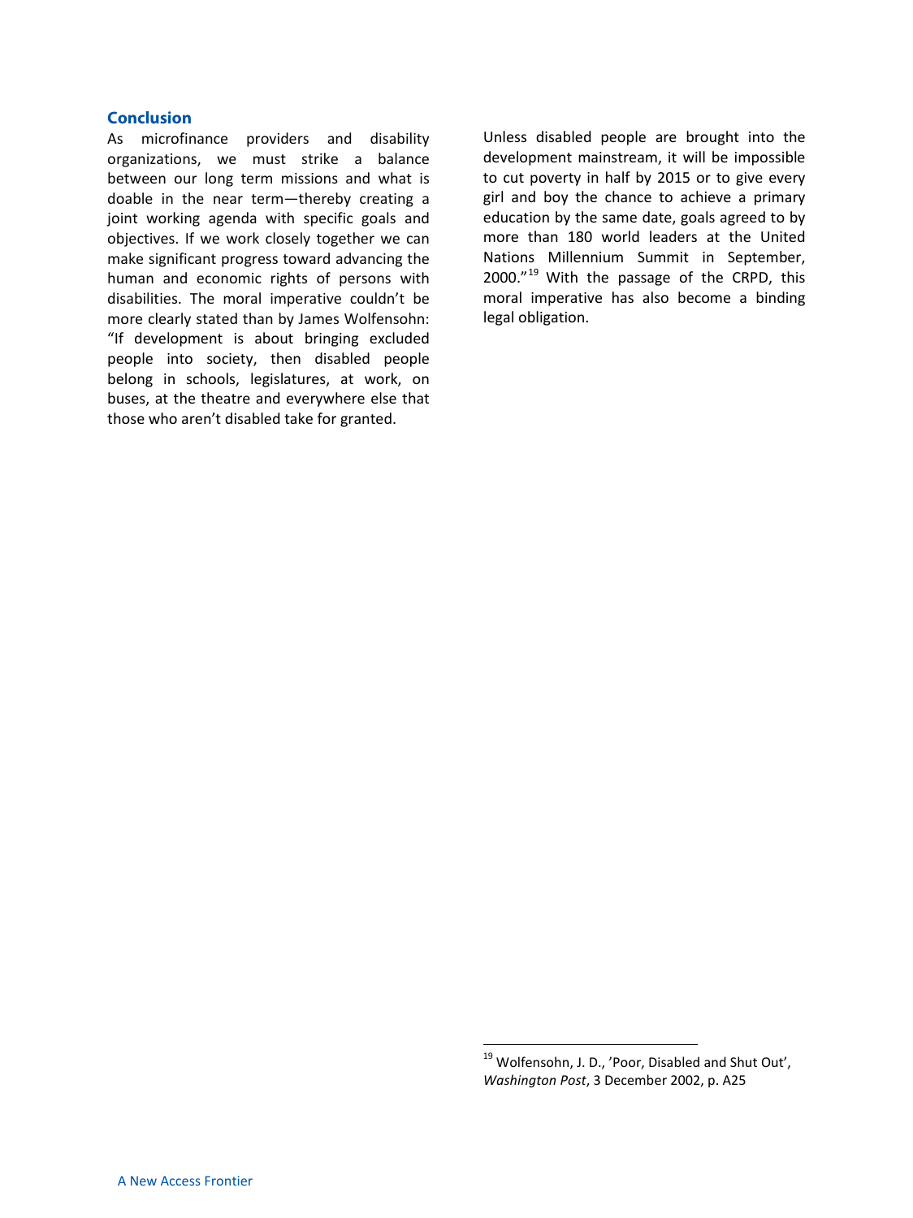## Conclusion

As microfinance providers and disability organizations, we must strike a balance between our long term missions and what is doable in the near term—thereby creating a joint working agenda with specific goals and objectives. If we work closely together we can make significant progress toward advancing the human and economic rights of persons with disabilities. The moral imperative couldn't be more clearly stated than by James Wolfensohn: "If development is about bringing excluded people into society, then disabled people belong in schools, legislatures, at work, on buses, at the theatre and everywhere else that those who aren't disabled take for granted. Unless disabled people are brought into the development mainstream, it will be impossible to cut poverty in half by 2015 or to give every girl and boy the chance to achieve a primary education by the same date, goals agreed to by more than 180 world leaders at the United Nations Millennium Summit in September, 2000."[19] With the passage of the CRPD, this moral imperative has also become a binding legal obligation.

[19] Wolfensohn, J. D., 'Poor, Disabled and Shut Out', *Washington Post*, 3 December 2002, p. A25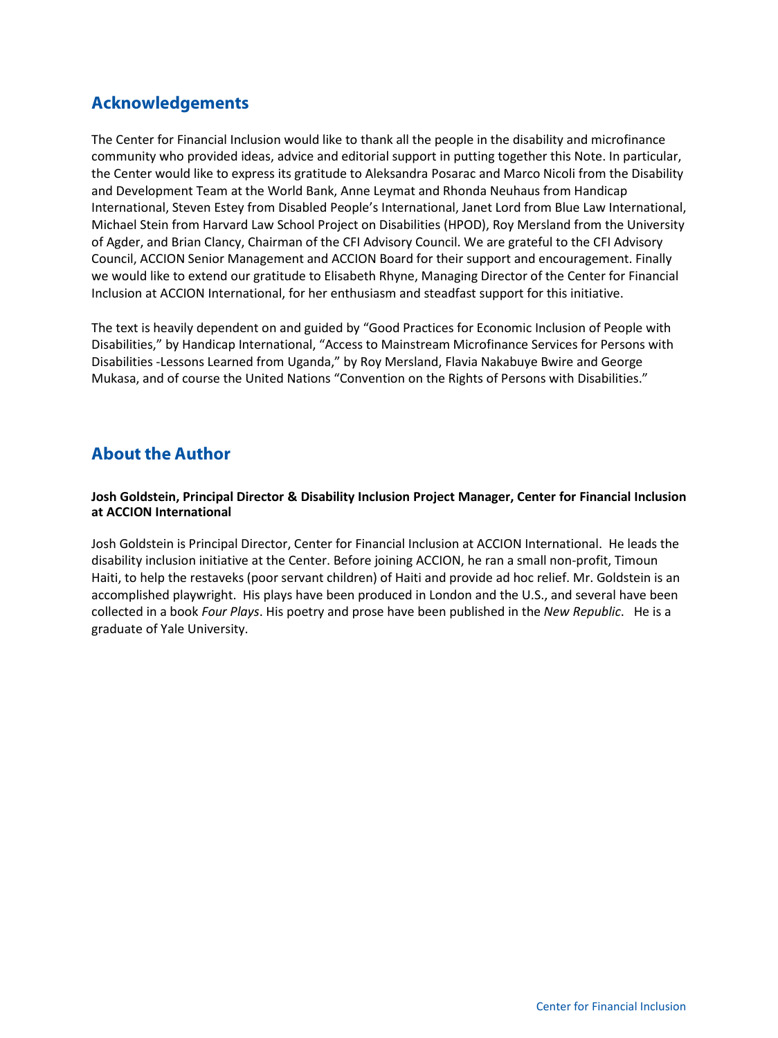## Acknowledgements

The Center for Financial Inclusion would like to thank all the people in the disability and microfinance community who provided ideas, advice and editorial support in putting together this Note. In particular, the Center would like to express its gratitude to Aleksandra Posarac and Marco Nicoli from the Disability and Development Team at the World Bank, Anne Leymat and Rhonda Neuhaus from Handicap International, Steven Estey from Disabled People's International, Janet Lord from Blue Law International, Michael Stein from Harvard Law School Project on Disabilities (HPOD), Roy Mersland from the University of Agder, and Brian Clancy, Chairman of the CFI Advisory Council. We are grateful to the CFI Advisory Council, ACCION Senior Management and ACCION Board for their support and encouragement. Finally we would like to extend our gratitude to Elisabeth Rhyne, Managing Director of the Center for Financial Inclusion at ACCION International, for her enthusiasm and steadfast support for this initiative.

The text is heavily dependent on and guided by "Good Practices for Economic Inclusion of People with Disabilities," by Handicap International, "Access to Mainstream Microfinance Services for Persons with Disabilities -Lessons Learned from Uganda," by Roy Mersland, Flavia Nakabuye Bwire and George Mukasa, and of course the United Nations "Convention on the Rights of Persons with Disabilities."

## About the Author

**Josh Goldstein, Principal Director & Disability Inclusion Project Manager, Center for Financial Inclusion at ACCION International**

Josh Goldstein is Principal Director, Center for Financial Inclusion at ACCION International. He leads the disability inclusion initiative at the Center. Before joining ACCION, he ran a small non-profit, Timoun Haiti, to help the restaveks (poor servant children) of Haiti and provide ad hoc relief. Mr. Goldstein is an accomplished playwright. His plays have been produced in London and the U.S., and several have been collected in a book *Four Plays*. His poetry and prose have been published in the *New Republic*. He is a graduate of Yale University.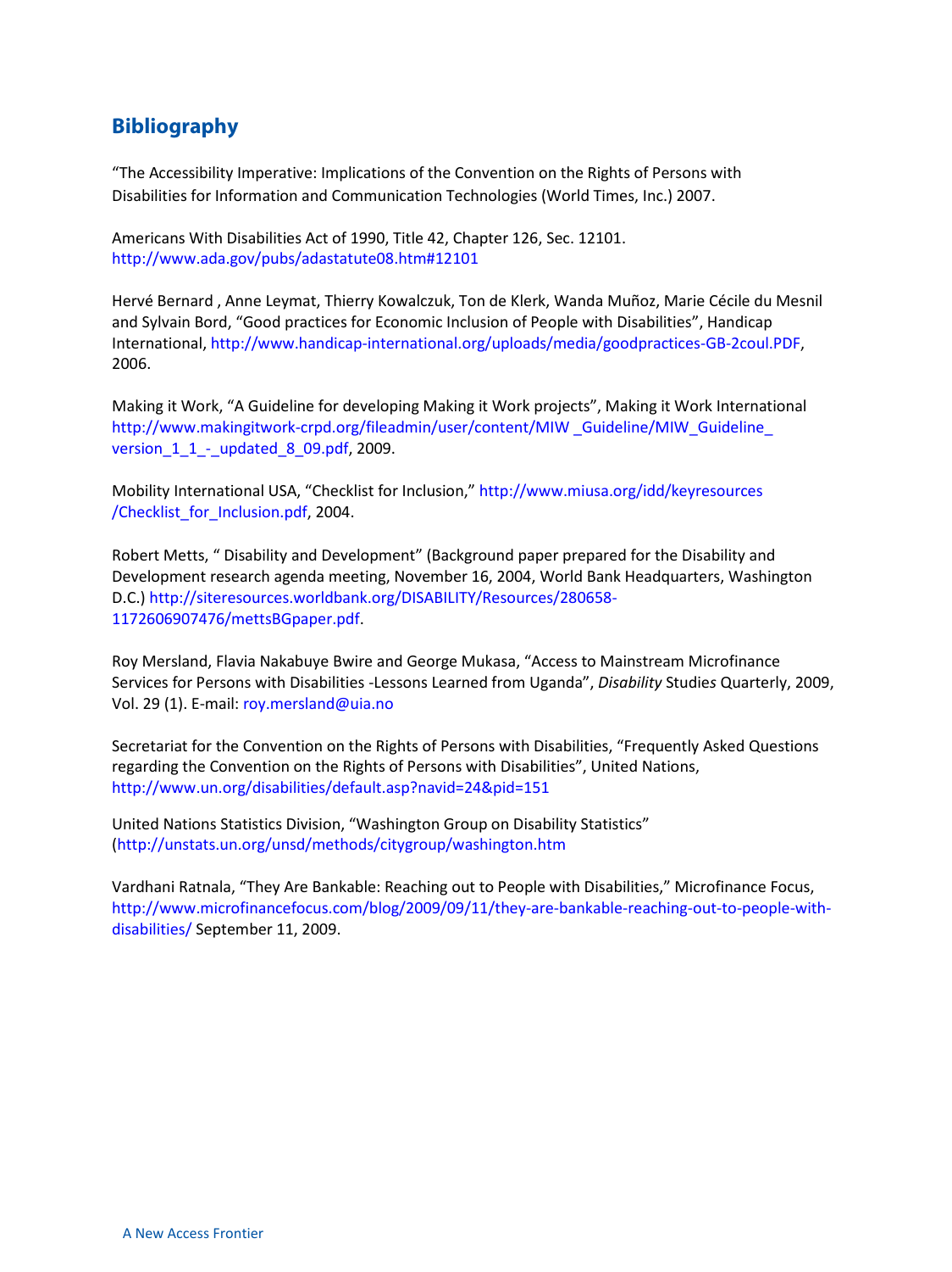## Bibliography

"The Accessibility Imperative: Implications of the Convention on the Rights of Persons with Disabilities for Information and Communication Technologies (World Times, Inc.) 2007.

Americans With Disabilities Act of 1990, Title 42, Chapter 126, Sec. 12101. http://www.ada.gov/pubs/adastatute08.htm#12101

Hervé Bernard , Anne Leymat, Thierry Kowalczuk, Ton de Klerk, Wanda Muñoz, Marie Cécile du Mesnil and Sylvain Bord, "Good practices for Economic Inclusion of People with Disabilities", Handicap International, http://www.handicap-international.org/uploads/media/goodpractices-GB-2coul.PDF, 2006.

Making it Work, "A Guideline for developing Making it Work projects", Making it Work International http://www.makingitwork-crpd.org/fileadmin/user/content/MIW _Guideline/MIW_Guideline_ version_1_1_-_updated_8_09.pdf, 2009.

Mobility International USA, "Checklist for Inclusion," http://www.miusa.org/idd/keyresources /Checklist_for_Inclusion.pdf, 2004.

Robert Metts, " Disability and Development" (Background paper prepared for the Disability and Development research agenda meeting, November 16, 2004, World Bank Headquarters, Washington D.C.) http://siteresources.worldbank.org/DISABILITY/Resources/280658-1172606907476/mettsBGpaper.pdf.

Roy Mersland, Flavia Nakabuye Bwire and George Mukasa, "Access to Mainstream Microfinance Services for Persons with Disabilities -Lessons Learned from Uganda", *Disability* Studie*s* Quarterly, 2009, Vol. 29 (1). E-mail: roy.mersland@uia.no

Secretariat for the Convention on the Rights of Persons with Disabilities, "Frequently Asked Questions regarding the Convention on the Rights of Persons with Disabilities", United Nations, http://www.un.org/disabilities/default.asp?navid=24&pid=151

United Nations Statistics Division, "Washington Group on Disability Statistics" (http://unstats.un.org/unsd/methods/citygroup/washington.htm

Vardhani Ratnala, "They Are Bankable: Reaching out to People with Disabilities," Microfinance Focus, http://www.microfinancefocus.com/blog/2009/09/11/they-are-bankable-reaching-out-to-people-with-disabilities/ September 11, 2009.